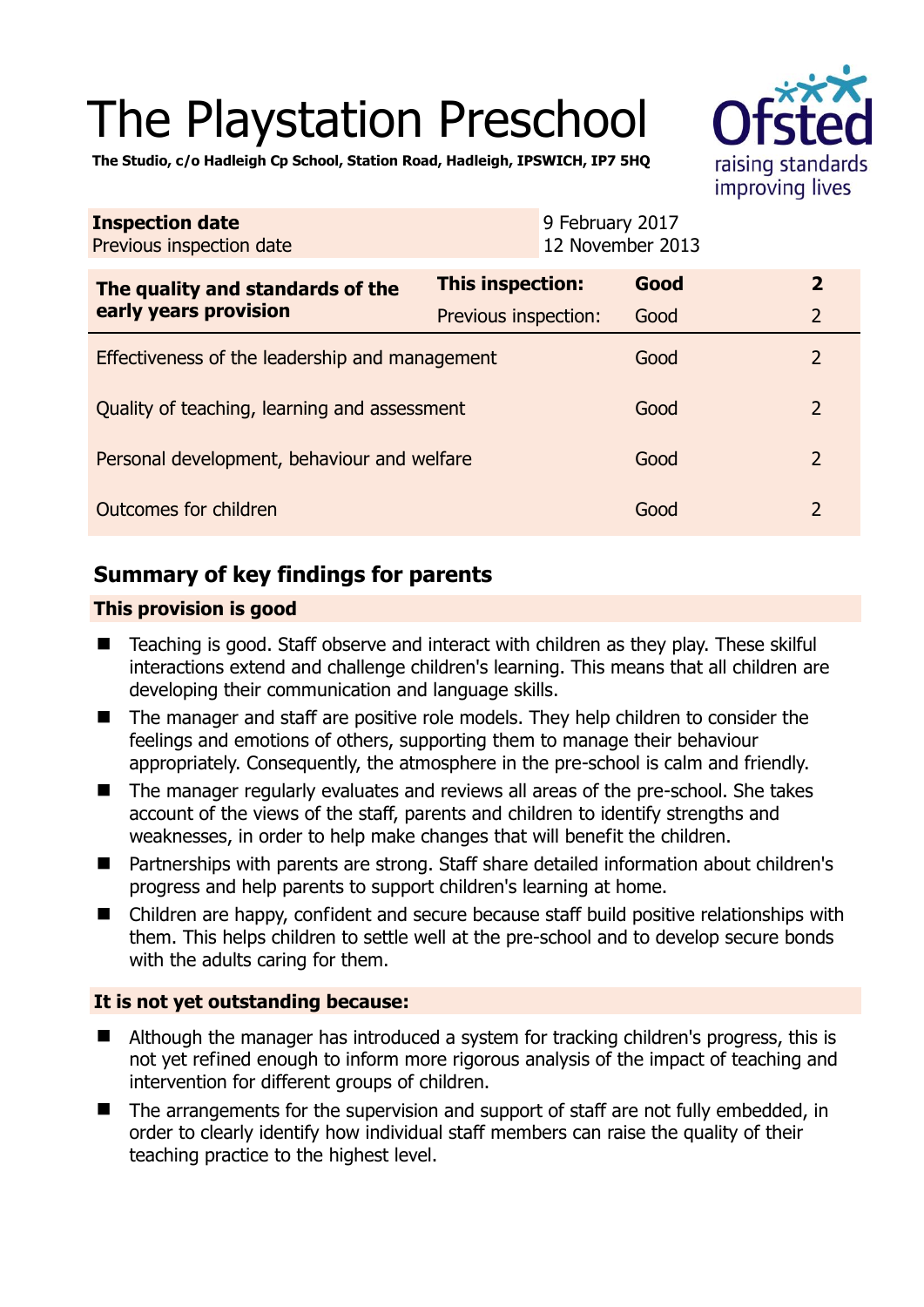# The Playstation Preschool

**The Studio, c/o Hadleigh Cp School, Station Road, Hadleigh, IPSWICH, IP7 5HQ**

Ofsted raising standards improving lives

| **Inspection date** | 9 February 2017 |
|---|---|
| Previous inspection date | 12 November 2013 |

| **The quality and standards of the early years provision** | **This inspection:** | **Good** | **2** |
|---|---|---|---|
| | Previous inspection: | Good | 2 |
| Effectiveness of the leadership and management | | Good | 2 |
| Quality of teaching, learning and assessment | | Good | 2 |
| Personal development, behaviour and welfare | | Good | 2 |
| Outcomes for children | | Good | 2 |

## Summary of key findings for parents

### This provision is good

- Teaching is good. Staff observe and interact with children as they play. These skilful interactions extend and challenge children's learning. This means that all children are developing their communication and language skills.
- The manager and staff are positive role models. They help children to consider the feelings and emotions of others, supporting them to manage their behaviour appropriately. Consequently, the atmosphere in the pre-school is calm and friendly.
- The manager regularly evaluates and reviews all areas of the pre-school. She takes account of the views of the staff, parents and children to identify strengths and weaknesses, in order to help make changes that will benefit the children.
- Partnerships with parents are strong. Staff share detailed information about children's progress and help parents to support children's learning at home.
- Children are happy, confident and secure because staff build positive relationships with them. This helps children to settle well at the pre-school and to develop secure bonds with the adults caring for them.

### It is not yet outstanding because:

- Although the manager has introduced a system for tracking children's progress, this is not yet refined enough to inform more rigorous analysis of the impact of teaching and intervention for different groups of children.
- The arrangements for the supervision and support of staff are not fully embedded, in order to clearly identify how individual staff members can raise the quality of their teaching practice to the highest level.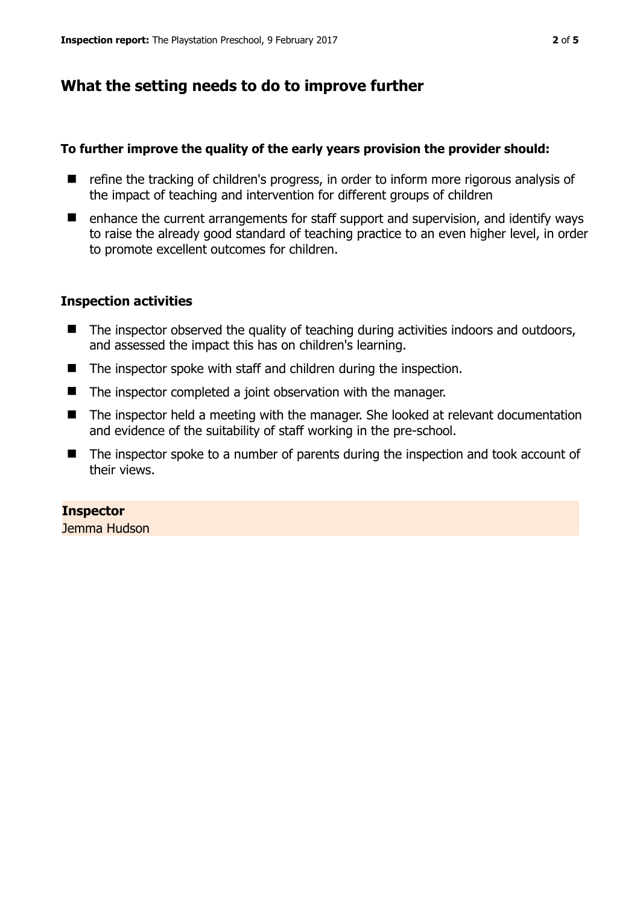## What the setting needs to do to improve further

**To further improve the quality of the early years provision the provider should:**

- refine the tracking of children's progress, in order to inform more rigorous analysis of the impact of teaching and intervention for different groups of children
- enhance the current arrangements for staff support and supervision, and identify ways to raise the already good standard of teaching practice to an even higher level, in order to promote excellent outcomes for children.

### Inspection activities

- The inspector observed the quality of teaching during activities indoors and outdoors, and assessed the impact this has on children's learning.
- The inspector spoke with staff and children during the inspection.
- The inspector completed a joint observation with the manager.
- The inspector held a meeting with the manager. She looked at relevant documentation and evidence of the suitability of staff working in the pre-school.
- The inspector spoke to a number of parents during the inspection and took account of their views.

**Inspector**
Jemma Hudson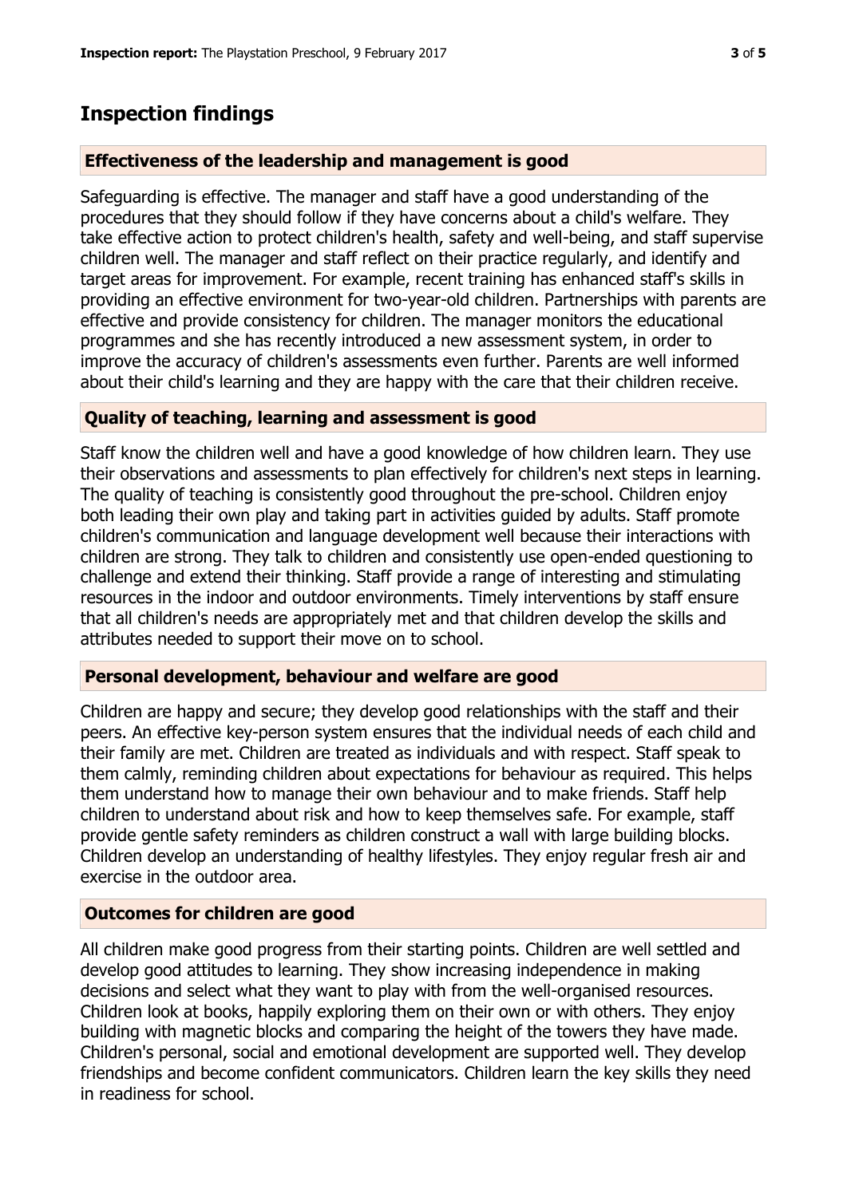## Inspection findings

### Effectiveness of the leadership and management is good

Safeguarding is effective. The manager and staff have a good understanding of the procedures that they should follow if they have concerns about a child's welfare. They take effective action to protect children's health, safety and well-being, and staff supervise children well. The manager and staff reflect on their practice regularly, and identify and target areas for improvement. For example, recent training has enhanced staff's skills in providing an effective environment for two-year-old children. Partnerships with parents are effective and provide consistency for children. The manager monitors the educational programmes and she has recently introduced a new assessment system, in order to improve the accuracy of children's assessments even further. Parents are well informed about their child's learning and they are happy with the care that their children receive.

### Quality of teaching, learning and assessment is good

Staff know the children well and have a good knowledge of how children learn. They use their observations and assessments to plan effectively for children's next steps in learning. The quality of teaching is consistently good throughout the pre-school. Children enjoy both leading their own play and taking part in activities guided by adults. Staff promote children's communication and language development well because their interactions with children are strong. They talk to children and consistently use open-ended questioning to challenge and extend their thinking. Staff provide a range of interesting and stimulating resources in the indoor and outdoor environments. Timely interventions by staff ensure that all children's needs are appropriately met and that children develop the skills and attributes needed to support their move on to school.

### Personal development, behaviour and welfare are good

Children are happy and secure; they develop good relationships with the staff and their peers. An effective key-person system ensures that the individual needs of each child and their family are met. Children are treated as individuals and with respect. Staff speak to them calmly, reminding children about expectations for behaviour as required. This helps them understand how to manage their own behaviour and to make friends. Staff help children to understand about risk and how to keep themselves safe. For example, staff provide gentle safety reminders as children construct a wall with large building blocks. Children develop an understanding of healthy lifestyles. They enjoy regular fresh air and exercise in the outdoor area.

### Outcomes for children are good

All children make good progress from their starting points. Children are well settled and develop good attitudes to learning. They show increasing independence in making decisions and select what they want to play with from the well-organised resources. Children look at books, happily exploring them on their own or with others. They enjoy building with magnetic blocks and comparing the height of the towers they have made. Children's personal, social and emotional development are supported well. They develop friendships and become confident communicators. Children learn the key skills they need in readiness for school.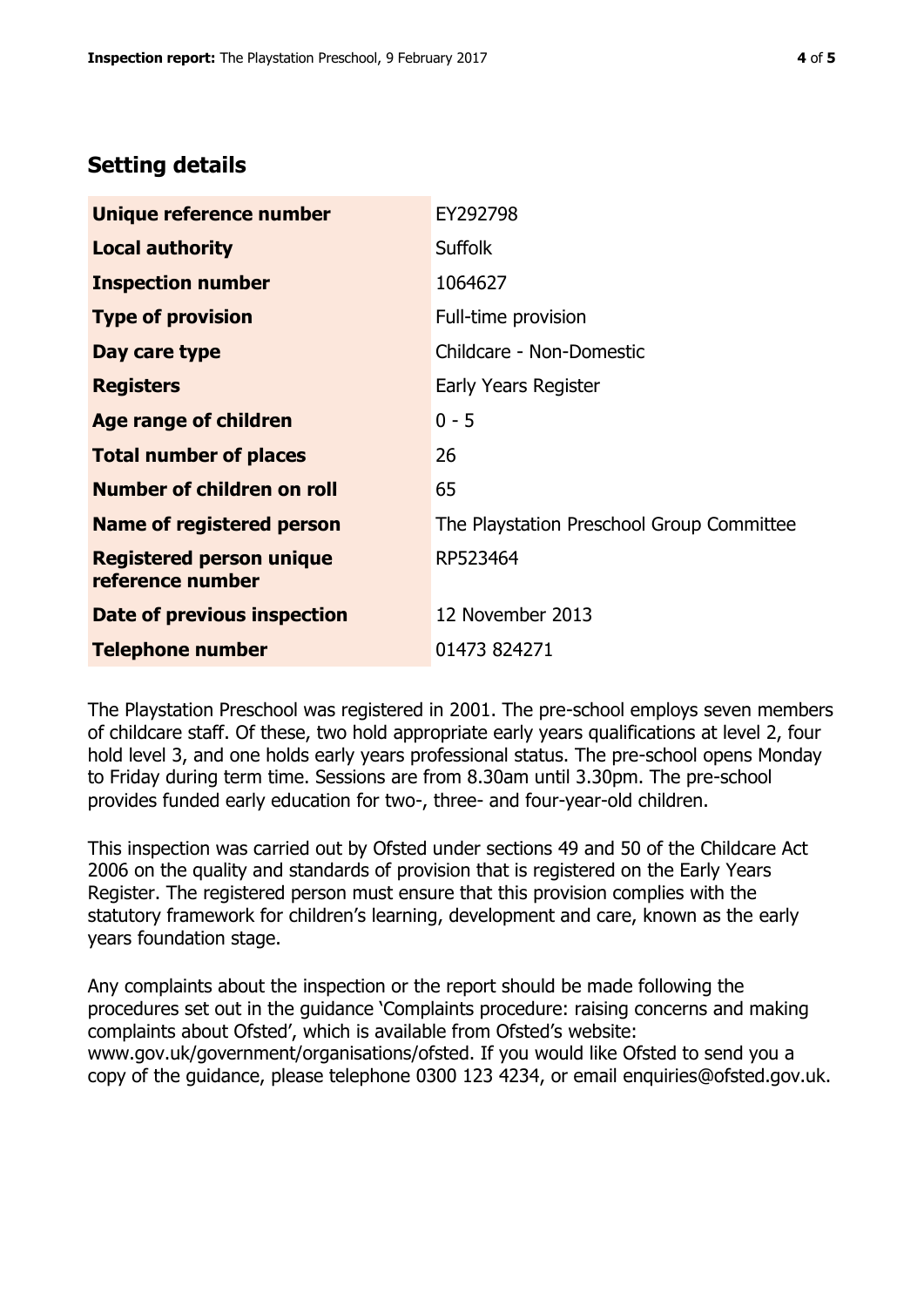## Setting details

| | |
|---|---|
| **Unique reference number** | EY292798 |
| **Local authority** | Suffolk |
| **Inspection number** | 1064627 |
| **Type of provision** | Full-time provision |
| **Day care type** | Childcare - Non-Domestic |
| **Registers** | Early Years Register |
| **Age range of children** | 0 - 5 |
| **Total number of places** | 26 |
| **Number of children on roll** | 65 |
| **Name of registered person** | The Playstation Preschool Group Committee |
| **Registered person unique reference number** | RP523464 |
| **Date of previous inspection** | 12 November 2013 |
| **Telephone number** | 01473 824271 |

The Playstation Preschool was registered in 2001. The pre-school employs seven members of childcare staff. Of these, two hold appropriate early years qualifications at level 2, four hold level 3, and one holds early years professional status. The pre-school opens Monday to Friday during term time. Sessions are from 8.30am until 3.30pm. The pre-school provides funded early education for two-, three- and four-year-old children.

This inspection was carried out by Ofsted under sections 49 and 50 of the Childcare Act 2006 on the quality and standards of provision that is registered on the Early Years Register. The registered person must ensure that this provision complies with the statutory framework for children's learning, development and care, known as the early years foundation stage.

Any complaints about the inspection or the report should be made following the procedures set out in the guidance 'Complaints procedure: raising concerns and making complaints about Ofsted', which is available from Ofsted's website: www.gov.uk/government/organisations/ofsted. If you would like Ofsted to send you a copy of the guidance, please telephone 0300 123 4234, or email enquiries@ofsted.gov.uk.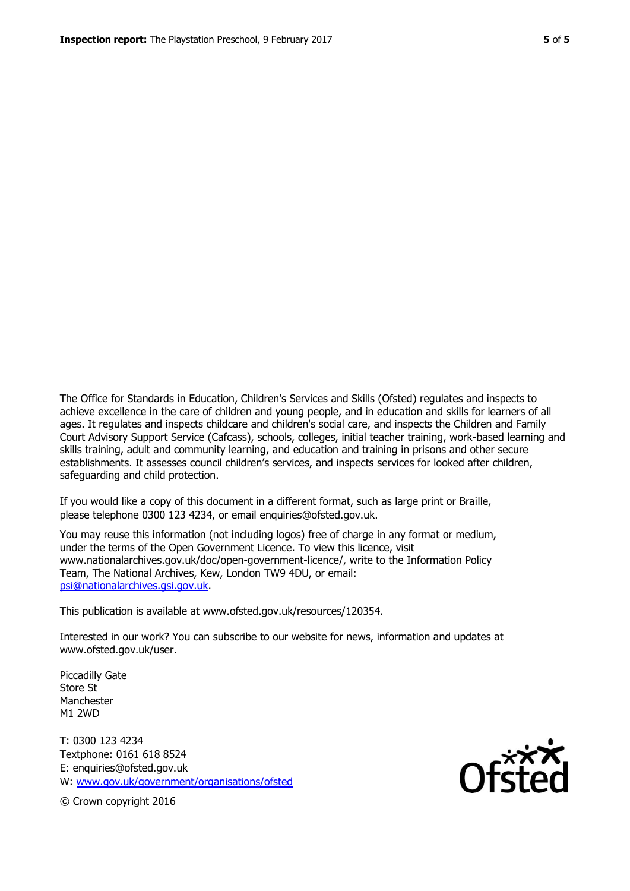The Office for Standards in Education, Children's Services and Skills (Ofsted) regulates and inspects to achieve excellence in the care of children and young people, and in education and skills for learners of all ages. It regulates and inspects childcare and children's social care, and inspects the Children and Family Court Advisory Support Service (Cafcass), schools, colleges, initial teacher training, work-based learning and skills training, adult and community learning, and education and training in prisons and other secure establishments. It assesses council children's services, and inspects services for looked after children, safeguarding and child protection.

If you would like a copy of this document in a different format, such as large print or Braille, please telephone 0300 123 4234, or email enquiries@ofsted.gov.uk.

You may reuse this information (not including logos) free of charge in any format or medium, under the terms of the Open Government Licence. To view this licence, visit www.nationalarchives.gov.uk/doc/open-government-licence/, write to the Information Policy Team, The National Archives, Kew, London TW9 4DU, or email: psi@nationalarchives.gsi.gov.uk.

This publication is available at www.ofsted.gov.uk/resources/120354.

Interested in our work? You can subscribe to our website for news, information and updates at www.ofsted.gov.uk/user.

Piccadilly Gate
Store St
Manchester
M1 2WD

T: 0300 123 4234
Textphone: 0161 618 8524
E: enquiries@ofsted.gov.uk
W: www.gov.uk/government/organisations/ofsted

© Crown copyright 2016

Ofsted